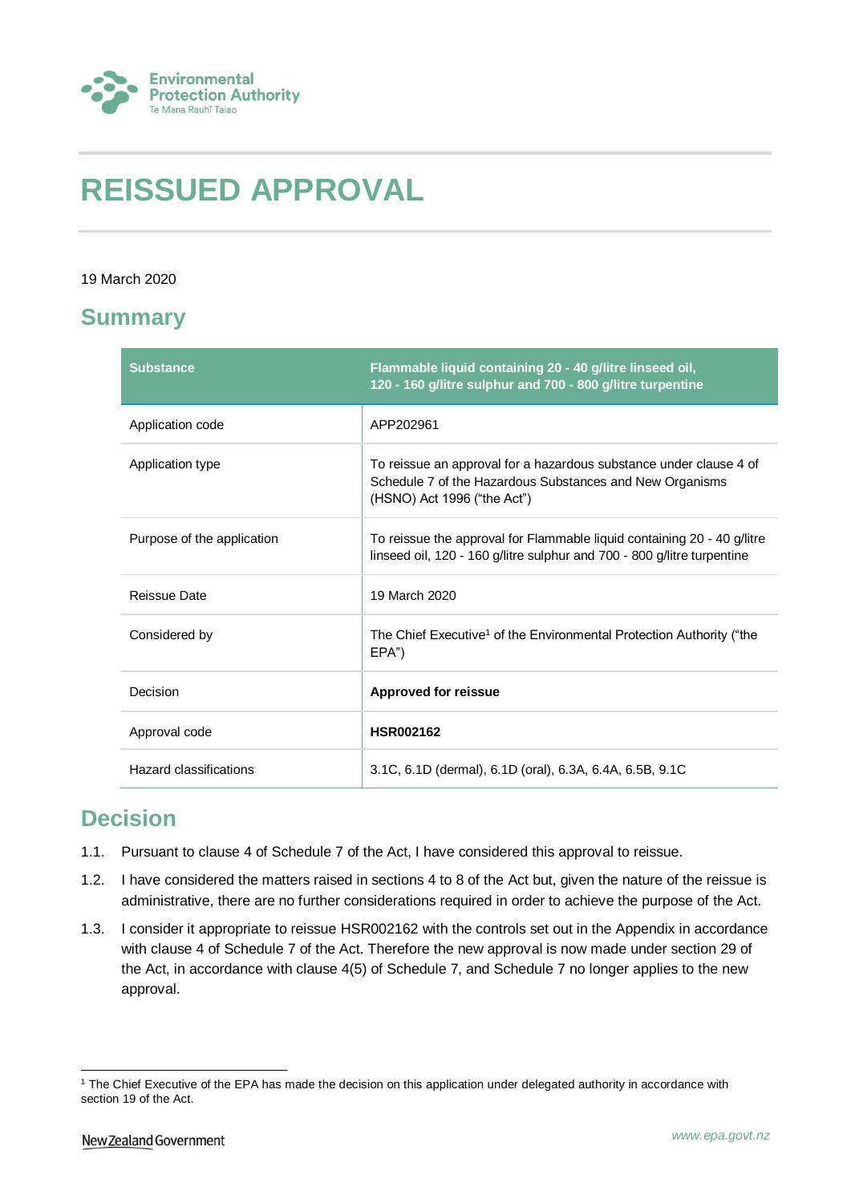# REISSUED APPROVAL

19 March 2020

## Summary

| Substance | Flammable liquid containing 20 - 40 g/litre linseed oil, 120 - 160 g/litre sulphur and 700 - 800 g/litre turpentine |
|---|---|
| Application code | APP202961 |
| Application type | To reissue an approval for a hazardous substance under clause 4 of Schedule 7 of the Hazardous Substances and New Organisms (HSNO) Act 1996 ("the Act") |
| Purpose of the application | To reissue the approval for Flammable liquid containing 20 - 40 g/litre linseed oil, 120 - 160 g/litre sulphur and 700 - 800 g/litre turpentine |
| Reissue Date | 19 March 2020 |
| Considered by | The Chief Executive[1] of the Environmental Protection Authority ("the EPA") |
| Decision | **Approved for reissue** |
| Approval code | **HSR002162** |
| Hazard classifications | 3.1C, 6.1D (dermal), 6.1D (oral), 6.3A, 6.4A, 6.5B, 9.1C |

## Decision

1.1. Pursuant to clause 4 of Schedule 7 of the Act, I have considered this approval to reissue.

1.2. I have considered the matters raised in sections 4 to 8 of the Act but, given the nature of the reissue is administrative, there are no further considerations required in order to achieve the purpose of the Act.

1.3. I consider it appropriate to reissue HSR002162 with the controls set out in the Appendix in accordance with clause 4 of Schedule 7 of the Act. Therefore the new approval is now made under section 29 of the Act, in accordance with clause 4(5) of Schedule 7, and Schedule 7 no longer applies to the new approval.

[1] The Chief Executive of the EPA has made the decision on this application under delegated authority in accordance with section 19 of the Act.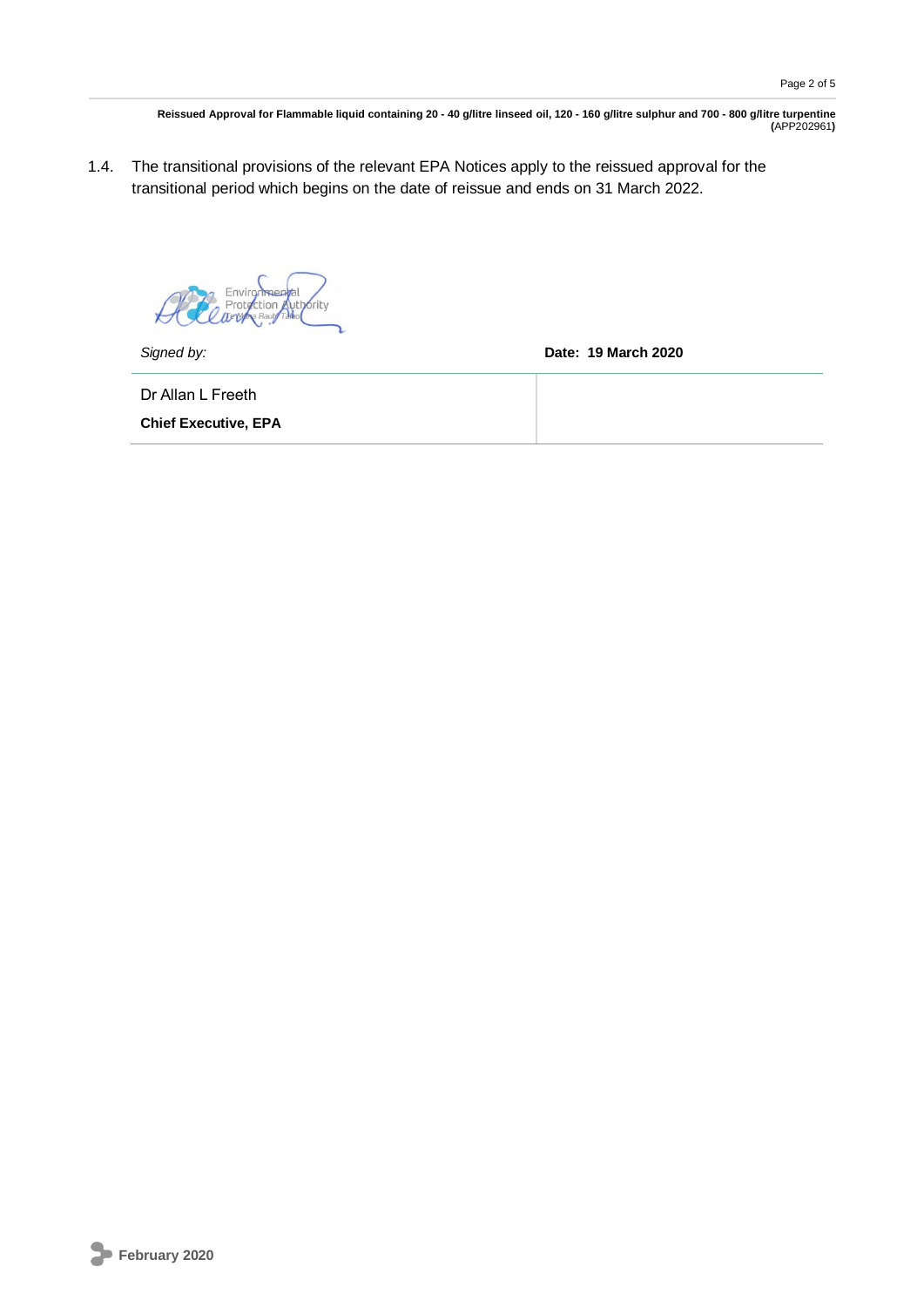1.4. The transitional provisions of the relevant EPA Notices apply to the reissued approval for the transitional period which begins on the date of reissue and ends on 31 March 2022.

| *Signed by:* | **Date: 19 March 2020** |
| --- | --- |
| Dr Allan L Freeth<br>**Chief Executive, EPA** | |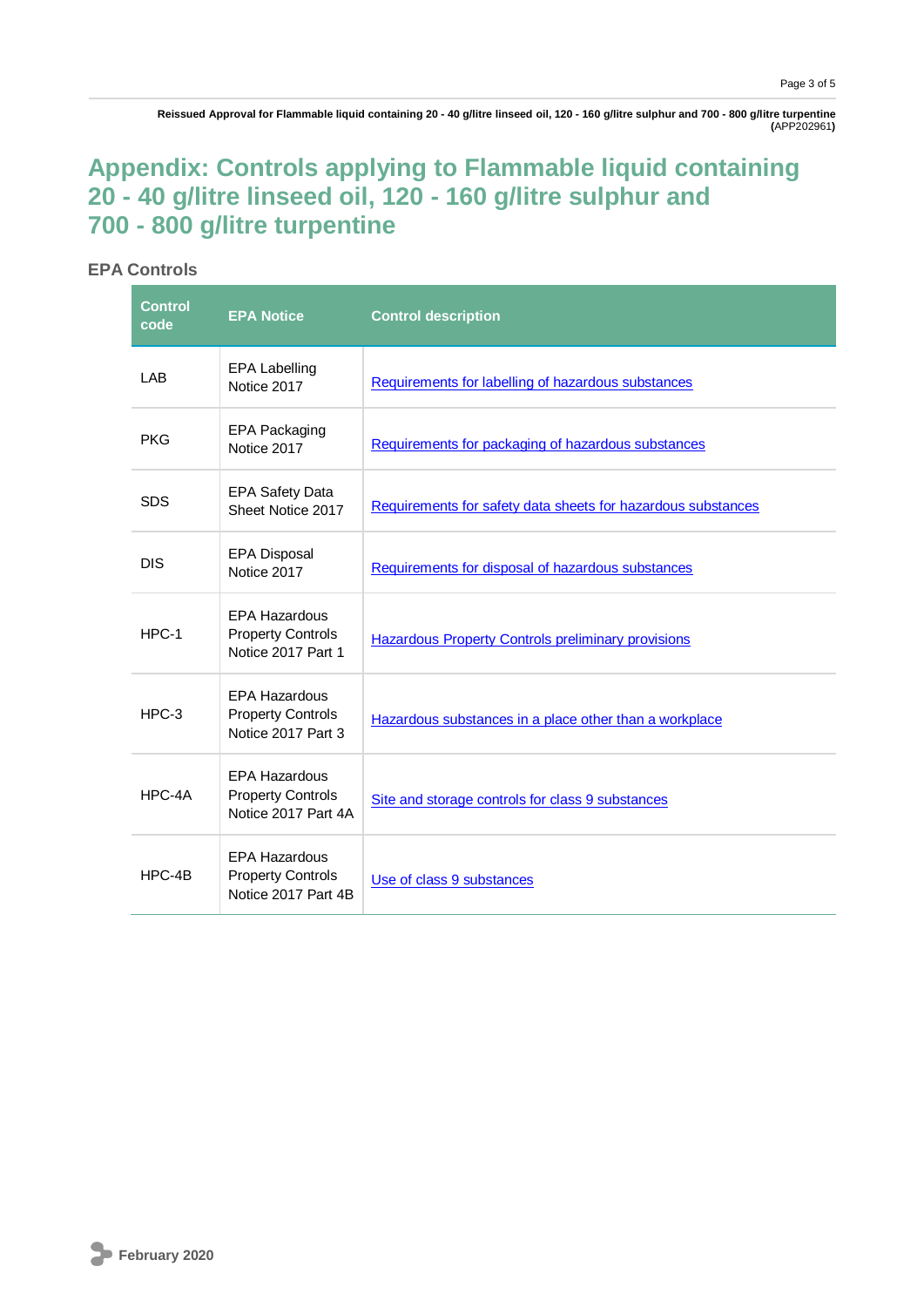# Appendix: Controls applying to Flammable liquid containing 20 - 40 g/litre linseed oil, 120 - 160 g/litre sulphur and 700 - 800 g/litre turpentine

## EPA Controls

| Control code | EPA Notice | Control description |
|---|---|---|
| LAB | EPA Labelling Notice 2017 | Requirements for labelling of hazardous substances |
| PKG | EPA Packaging Notice 2017 | Requirements for packaging of hazardous substances |
| SDS | EPA Safety Data Sheet Notice 2017 | Requirements for safety data sheets for hazardous substances |
| DIS | EPA Disposal Notice 2017 | Requirements for disposal of hazardous substances |
| HPC-1 | EPA Hazardous Property Controls Notice 2017 Part 1 | Hazardous Property Controls preliminary provisions |
| HPC-3 | EPA Hazardous Property Controls Notice 2017 Part 3 | Hazardous substances in a place other than a workplace |
| HPC-4A | EPA Hazardous Property Controls Notice 2017 Part 4A | Site and storage controls for class 9 substances |
| HPC-4B | EPA Hazardous Property Controls Notice 2017 Part 4B | Use of class 9 substances |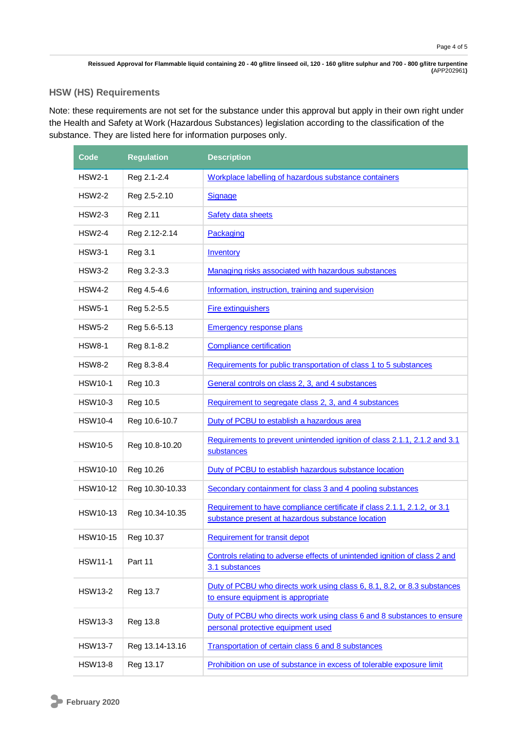## HSW (HS) Requirements

Note: these requirements are not set for the substance under this approval but apply in their own right under the Health and Safety at Work (Hazardous Substances) legislation according to the classification of the substance. They are listed here for information purposes only.

| Code | Regulation | Description |
|---|---|---|
| HSW2-1 | Reg 2.1-2.4 | Workplace labelling of hazardous substance containers |
| HSW2-2 | Reg 2.5-2.10 | Signage |
| HSW2-3 | Reg 2.11 | Safety data sheets |
| HSW2-4 | Reg 2.12-2.14 | Packaging |
| HSW3-1 | Reg 3.1 | Inventory |
| HSW3-2 | Reg 3.2-3.3 | Managing risks associated with hazardous substances |
| HSW4-2 | Reg 4.5-4.6 | Information, instruction, training and supervision |
| HSW5-1 | Reg 5.2-5.5 | Fire extinguishers |
| HSW5-2 | Reg 5.6-5.13 | Emergency response plans |
| HSW8-1 | Reg 8.1-8.2 | Compliance certification |
| HSW8-2 | Reg 8.3-8.4 | Requirements for public transportation of class 1 to 5 substances |
| HSW10-1 | Reg 10.3 | General controls on class 2, 3, and 4 substances |
| HSW10-3 | Reg 10.5 | Requirement to segregate class 2, 3, and 4 substances |
| HSW10-4 | Reg 10.6-10.7 | Duty of PCBU to establish a hazardous area |
| HSW10-5 | Reg 10.8-10.20 | Requirements to prevent unintended ignition of class 2.1.1, 2.1.2 and 3.1 substances |
| HSW10-10 | Reg 10.26 | Duty of PCBU to establish hazardous substance location |
| HSW10-12 | Reg 10.30-10.33 | Secondary containment for class 3 and 4 pooling substances |
| HSW10-13 | Reg 10.34-10.35 | Requirement to have compliance certificate if class 2.1.1, 2.1.2, or 3.1 substance present at hazardous substance location |
| HSW10-15 | Reg 10.37 | Requirement for transit depot |
| HSW11-1 | Part 11 | Controls relating to adverse effects of unintended ignition of class 2 and 3.1 substances |
| HSW13-2 | Reg 13.7 | Duty of PCBU who directs work using class 6, 8.1, 8.2, or 8.3 substances to ensure equipment is appropriate |
| HSW13-3 | Reg 13.8 | Duty of PCBU who directs work using class 6 and 8 substances to ensure personal protective equipment used |
| HSW13-7 | Reg 13.14-13.16 | Transportation of certain class 6 and 8 substances |
| HSW13-8 | Reg 13.17 | Prohibition on use of substance in excess of tolerable exposure limit |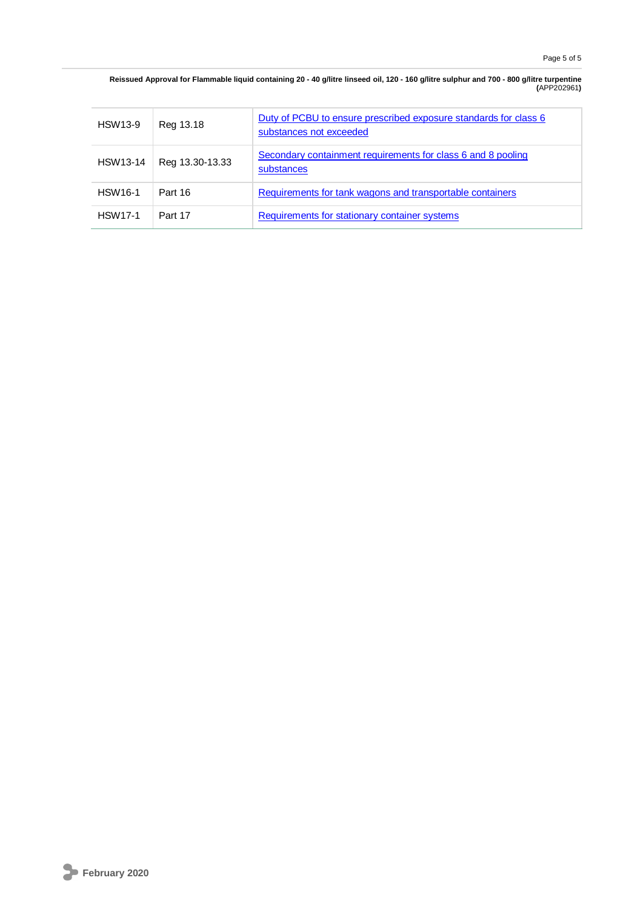| | | |
|---|---|---|
| HSW13-9 | Reg 13.18 | Duty of PCBU to ensure prescribed exposure standards for class 6 substances not exceeded |
| HSW13-14 | Reg 13.30-13.33 | Secondary containment requirements for class 6 and 8 pooling substances |
| HSW16-1 | Part 16 | Requirements for tank wagons and transportable containers |
| HSW17-1 | Part 17 | Requirements for stationary container systems |